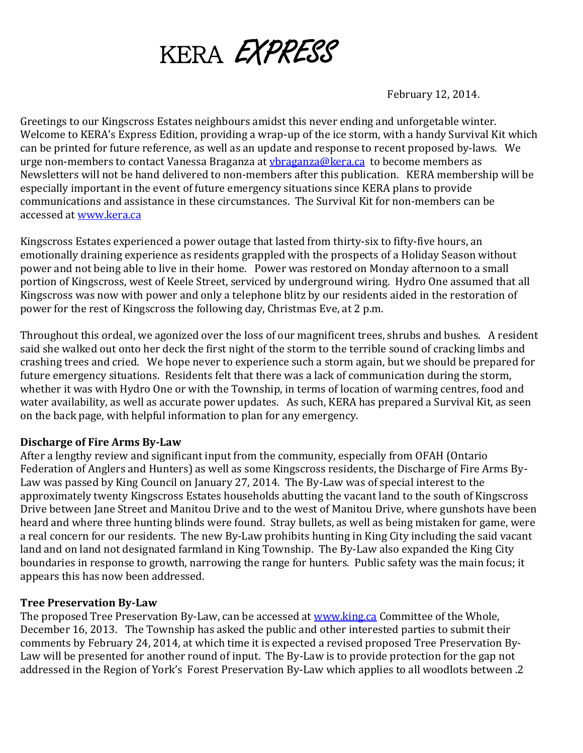# KERA *EXPRESS*

February 12, 2014.

Greetings to our Kingscross Estates neighbours amidst this never ending and unforgetable winter. Welcome to KERA's Express Edition, providing a wrap-up of the ice storm, with a handy Survival Kit which can be printed for future reference, as well as an update and response to recent proposed by-laws. We urge non-members to contact Vanessa Braganza at [vbraganza@kera.ca](mailto:vbraganza@kera.ca) to become members as Newsletters will not be hand delivered to non-members after this publication. KERA membership will be especially important in the event of future emergency situations since KERA plans to provide communications and assistance in these circumstances. The Survival Kit for non-members can be accessed at [www.kera.ca](http://www.kera.ca)

Kingscross Estates experienced a power outage that lasted from thirty-six to fifty-five hours, an emotionally draining experience as residents grappled with the prospects of a Holiday Season without power and not being able to live in their home. Power was restored on Monday afternoon to a small portion of Kingscross, west of Keele Street, serviced by underground wiring. Hydro One assumed that all Kingscross was now with power and only a telephone blitz by our residents aided in the restoration of power for the rest of Kingscross the following day, Christmas Eve, at 2 p.m.

Throughout this ordeal, we agonized over the loss of our magnificent trees, shrubs and bushes. A resident said she walked out onto her deck the first night of the storm to the terrible sound of cracking limbs and crashing trees and cried. We hope never to experience such a storm again, but we should be prepared for future emergency situations. Residents felt that there was a lack of communication during the storm, whether it was with Hydro One or with the Township, in terms of location of warming centres, food and water availability, as well as accurate power updates. As such, KERA has prepared a Survival Kit, as seen on the back page, with helpful information to plan for any emergency.

**Discharge of Fire Arms By-Law**

After a lengthy review and significant input from the community, especially from OFAH (Ontario Federation of Anglers and Hunters) as well as some Kingscross residents, the Discharge of Fire Arms By-Law was passed by King Council on January 27, 2014. The By-Law was of special interest to the approximately twenty Kingscross Estates households abutting the vacant land to the south of Kingscross Drive between Jane Street and Manitou Drive and to the west of Manitou Drive, where gunshots have been heard and where three hunting blinds were found. Stray bullets, as well as being mistaken for game, were a real concern for our residents. The new By-Law prohibits hunting in King City including the said vacant land and on land not designated farmland in King Township. The By-Law also expanded the King City boundaries in response to growth, narrowing the range for hunters. Public safety was the main focus; it appears this has now been addressed.

**Tree Preservation By-Law**

The proposed Tree Preservation By-Law, can be accessed at [www.king.ca](http://www.king.ca) Committee of the Whole, December 16, 2013. The Township has asked the public and other interested parties to submit their comments by February 24, 2014, at which time it is expected a revised proposed Tree Preservation By-Law will be presented for another round of input. The By-Law is to provide protection for the gap not addressed in the Region of York's Forest Preservation By-Law which applies to all woodlots between .2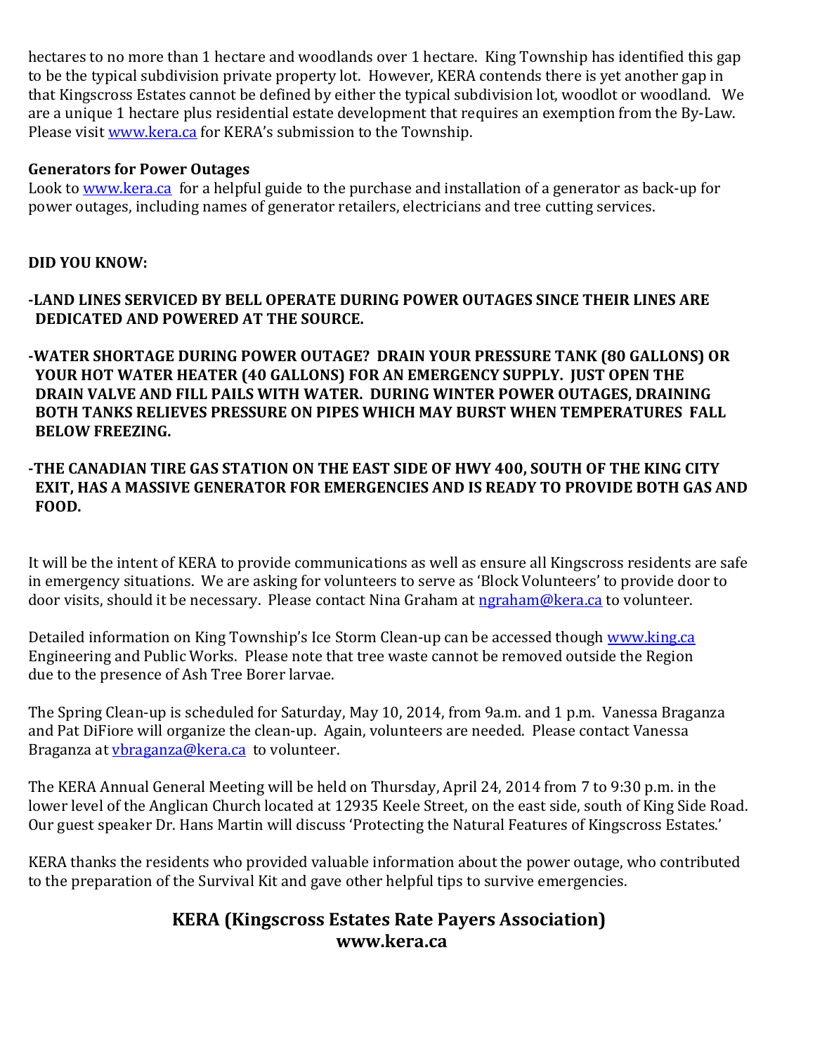hectares to no more than 1 hectare and woodlands over 1 hectare. King Township has identified this gap to be the typical subdivision private property lot. However, KERA contends there is yet another gap in that Kingscross Estates cannot be defined by either the typical subdivision lot, woodlot or woodland. We are a unique 1 hectare plus residential estate development that requires an exemption from the By-Law. Please visit www.kera.ca for KERA's submission to the Township.

**Generators for Power Outages**

Look to www.kera.ca for a helpful guide to the purchase and installation of a generator as back-up for power outages, including names of generator retailers, electricians and tree cutting services.

**DID YOU KNOW:**

**-LAND LINES SERVICED BY BELL OPERATE DURING POWER OUTAGES SINCE THEIR LINES ARE DEDICATED AND POWERED AT THE SOURCE.**

**-WATER SHORTAGE DURING POWER OUTAGE? DRAIN YOUR PRESSURE TANK (80 GALLONS) OR YOUR HOT WATER HEATER (40 GALLONS) FOR AN EMERGENCY SUPPLY. JUST OPEN THE DRAIN VALVE AND FILL PAILS WITH WATER. DURING WINTER POWER OUTAGES, DRAINING BOTH TANKS RELIEVES PRESSURE ON PIPES WHICH MAY BURST WHEN TEMPERATURES FALL BELOW FREEZING.**

**-THE CANADIAN TIRE GAS STATION ON THE EAST SIDE OF HWY 400, SOUTH OF THE KING CITY EXIT, HAS A MASSIVE GENERATOR FOR EMERGENCIES AND IS READY TO PROVIDE BOTH GAS AND FOOD.**

It will be the intent of KERA to provide communications as well as ensure all Kingscross residents are safe in emergency situations. We are asking for volunteers to serve as 'Block Volunteers' to provide door to door visits, should it be necessary. Please contact Nina Graham at ngraham@kera.ca to volunteer.

Detailed information on King Township's Ice Storm Clean-up can be accessed though www.king.ca Engineering and Public Works. Please note that tree waste cannot be removed outside the Region due to the presence of Ash Tree Borer larvae.

The Spring Clean-up is scheduled for Saturday, May 10, 2014, from 9a.m. and 1 p.m. Vanessa Braganza and Pat DiFiore will organize the clean-up. Again, volunteers are needed. Please contact Vanessa Braganza at vbraganza@kera.ca to volunteer.

The KERA Annual General Meeting will be held on Thursday, April 24, 2014 from 7 to 9:30 p.m. in the lower level of the Anglican Church located at 12935 Keele Street, on the east side, south of King Side Road. Our guest speaker Dr. Hans Martin will discuss 'Protecting the Natural Features of Kingscross Estates.'

KERA thanks the residents who provided valuable information about the power outage, who contributed to the preparation of the Survival Kit and gave other helpful tips to survive emergencies.

**KERA (Kingscross Estates Rate Payers Association)**
**www.kera.ca**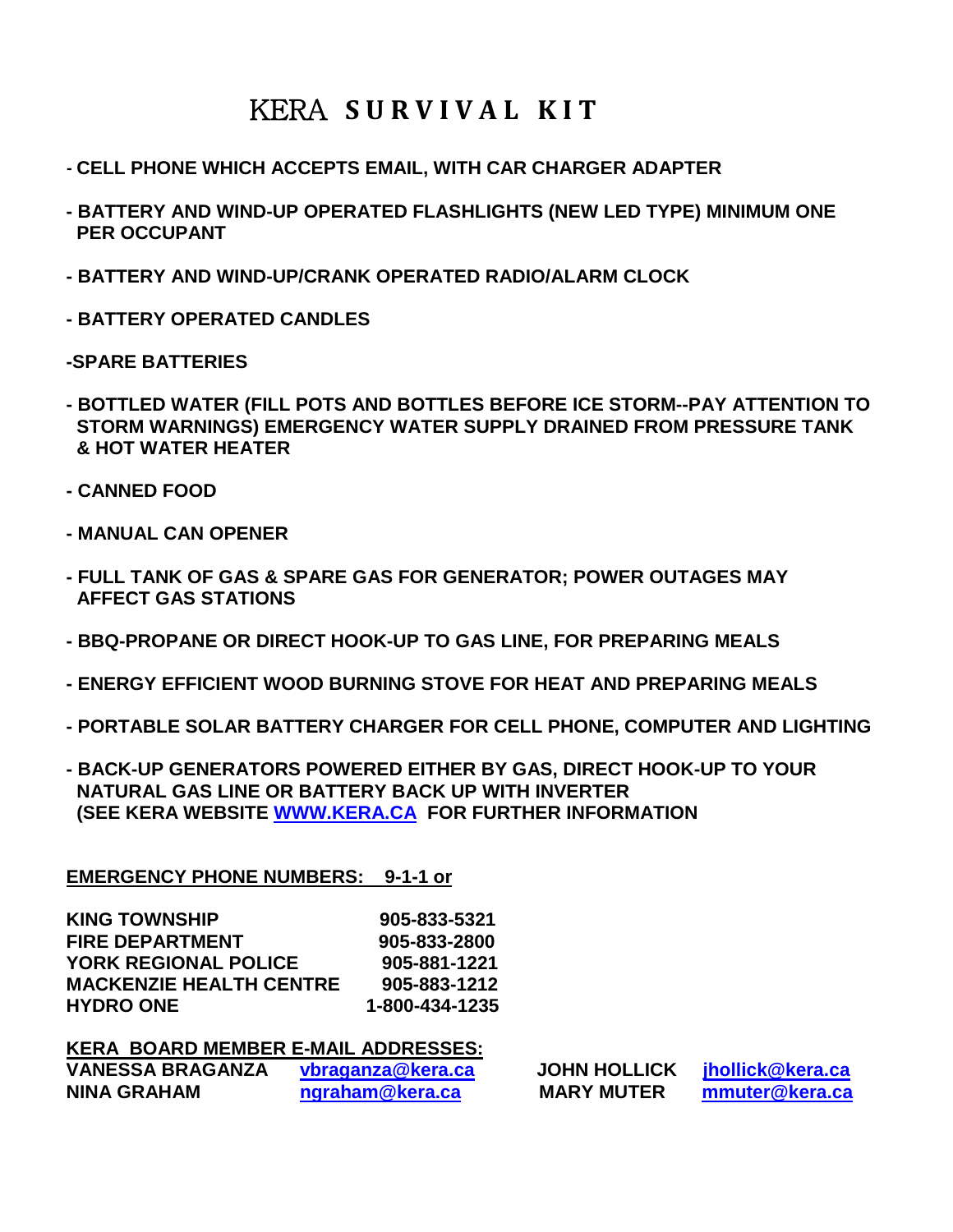# KERA SURVIVAL KIT

- **CELL PHONE WHICH ACCEPTS EMAIL, WITH CAR CHARGER ADAPTER**
- **BATTERY AND WIND-UP OPERATED FLASHLIGHTS (NEW LED TYPE) MINIMUM ONE PER OCCUPANT**
- **BATTERY AND WIND-UP/CRANK OPERATED RADIO/ALARM CLOCK**
- **BATTERY OPERATED CANDLES**
- **SPARE BATTERIES**
- **BOTTLED WATER (FILL POTS AND BOTTLES BEFORE ICE STORM--PAY ATTENTION TO STORM WARNINGS) EMERGENCY WATER SUPPLY DRAINED FROM PRESSURE TANK & HOT WATER HEATER**
- **CANNED FOOD**
- **MANUAL CAN OPENER**
- **FULL TANK OF GAS & SPARE GAS FOR GENERATOR; POWER OUTAGES MAY AFFECT GAS STATIONS**
- **BBQ-PROPANE OR DIRECT HOOK-UP TO GAS LINE, FOR PREPARING MEALS**
- **ENERGY EFFICIENT WOOD BURNING STOVE FOR HEAT AND PREPARING MEALS**
- **PORTABLE SOLAR BATTERY CHARGER FOR CELL PHONE, COMPUTER AND LIGHTING**
- **BACK-UP GENERATORS POWERED EITHER BY GAS, DIRECT HOOK-UP TO YOUR NATURAL GAS LINE OR BATTERY BACK UP WITH INVERTER (SEE KERA WEBSITE [WWW.KERA.CA](http://www.kera.ca) FOR FURTHER INFORMATION**

**EMERGENCY PHONE NUMBERS: 9-1-1 or**

| | |
|---|---|
| **KING TOWNSHIP** | **905-833-5321** |
| **FIRE DEPARTMENT** | **905-833-2800** |
| **YORK REGIONAL POLICE** | **905-881-1221** |
| **MACKENZIE HEALTH CENTRE** | **905-883-1212** |
| **HYDRO ONE** | **1-800-434-1235** |

**KERA BOARD MEMBER E-MAIL ADDRESSES:**

| | | | |
|---|---|---|---|
| **VANESSA BRAGANZA** | vbraganza@kera.ca | **JOHN HOLLICK** | jhollick@kera.ca |
| **NINA GRAHAM** | ngraham@kera.ca | **MARY MUTER** | mmuter@kera.ca |